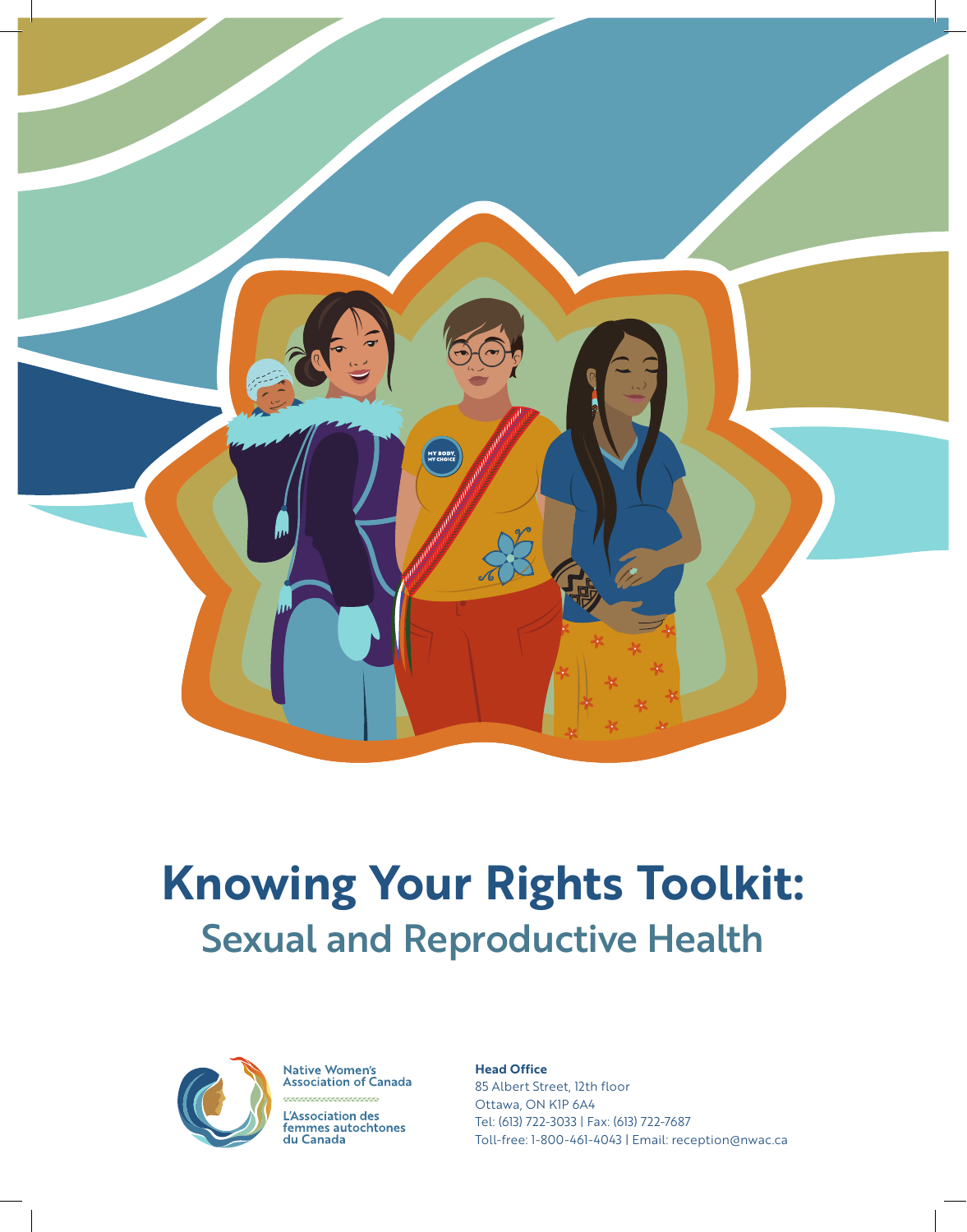# Knowing Your Rights Toolkit:

## Sexual and Reproductive Health

Native Women's Association of Canada

L'Association des femmes autochtones du Canada

**Head Office**
85 Albert Street, 12th floor
Ottawa, ON K1P 6A4
Tel: (613) 722-3033 | Fax: (613) 722-7687
Toll-free: 1-800-461-4043 | Email: reception@nwac.ca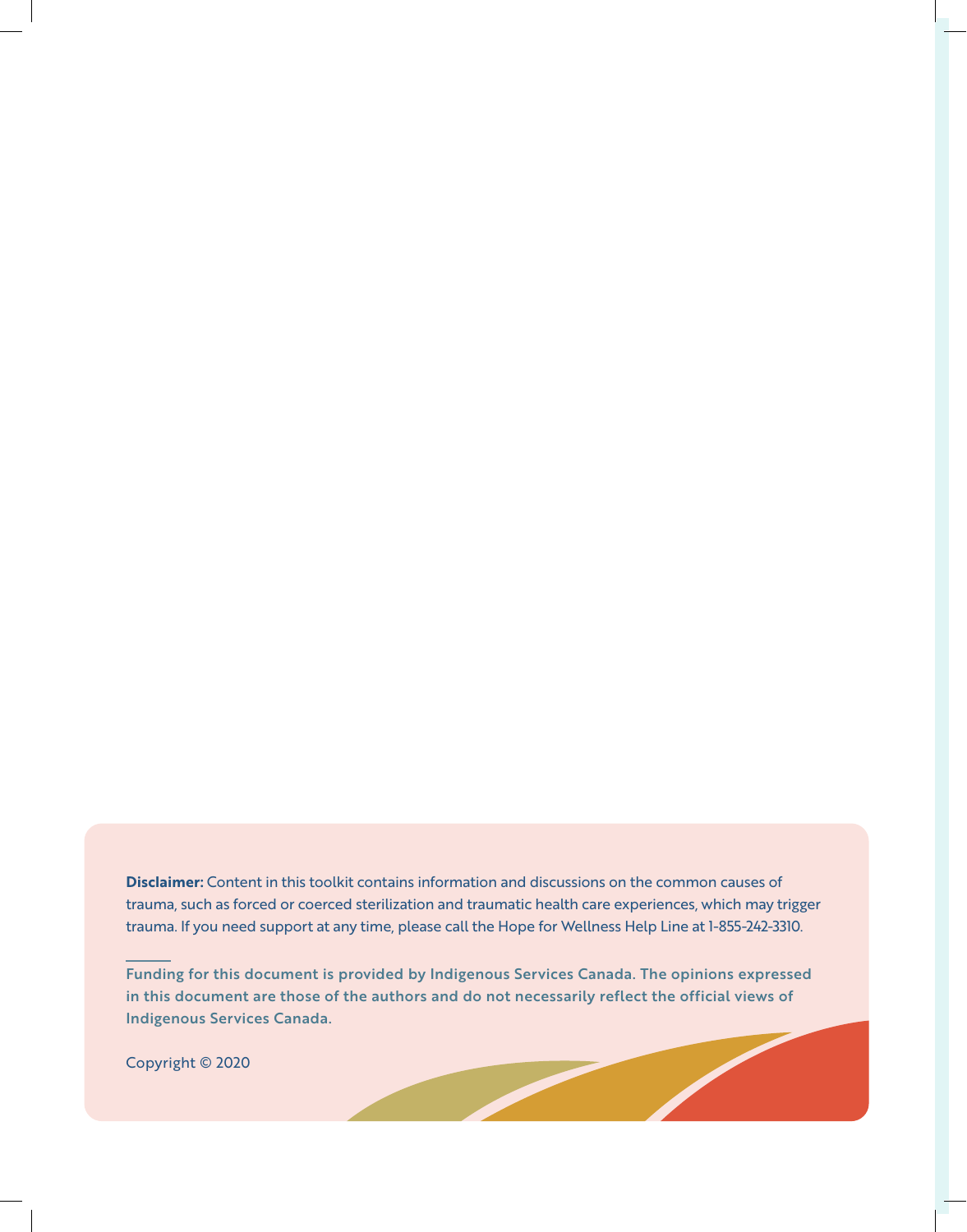**Disclaimer:** Content in this toolkit contains information and discussions on the common causes of trauma, such as forced or coerced sterilization and traumatic health care experiences, which may trigger trauma. If you need support at any time, please call the Hope for Wellness Help Line at 1-855-242-3310.

---

**Funding for this document is provided by Indigenous Services Canada. The opinions expressed in this document are those of the authors and do not necessarily reflect the official views of Indigenous Services Canada.**

Copyright © 2020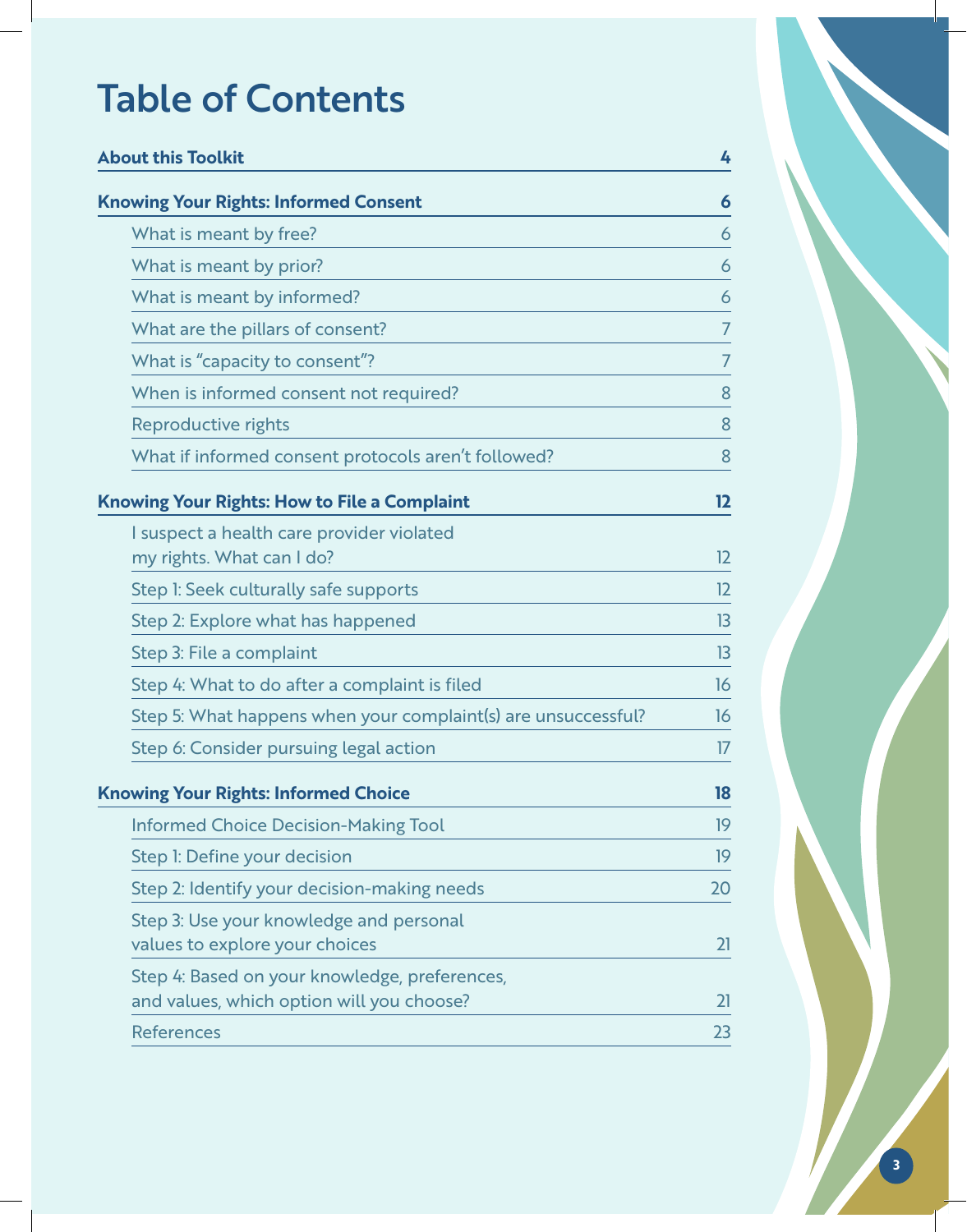# Table of Contents

| | |
|---|---|
| **About this Toolkit** | **4** |
| **Knowing Your Rights: Informed Consent** | **6** |
| What is meant by free? | 6 |
| What is meant by prior? | 6 |
| What is meant by informed? | 6 |
| What are the pillars of consent? | 7 |
| What is "capacity to consent"? | 7 |
| When is informed consent not required? | 8 |
| Reproductive rights | 8 |
| What if informed consent protocols aren't followed? | 8 |
| **Knowing Your Rights: How to File a Complaint** | **12** |
| I suspect a health care provider violated my rights. What can I do? | 12 |
| Step 1: Seek culturally safe supports | 12 |
| Step 2: Explore what has happened | 13 |
| Step 3: File a complaint | 13 |
| Step 4: What to do after a complaint is filed | 16 |
| Step 5: What happens when your complaint(s) are unsuccessful? | 16 |
| Step 6: Consider pursuing legal action | 17 |
| **Knowing Your Rights: Informed Choice** | **18** |
| Informed Choice Decision-Making Tool | 19 |
| Step 1: Define your decision | 19 |
| Step 2: Identify your decision-making needs | 20 |
| Step 3: Use your knowledge and personal values to explore your choices | 21 |
| Step 4: Based on your knowledge, preferences, and values, which option will you choose? | 21 |
| References | 23 |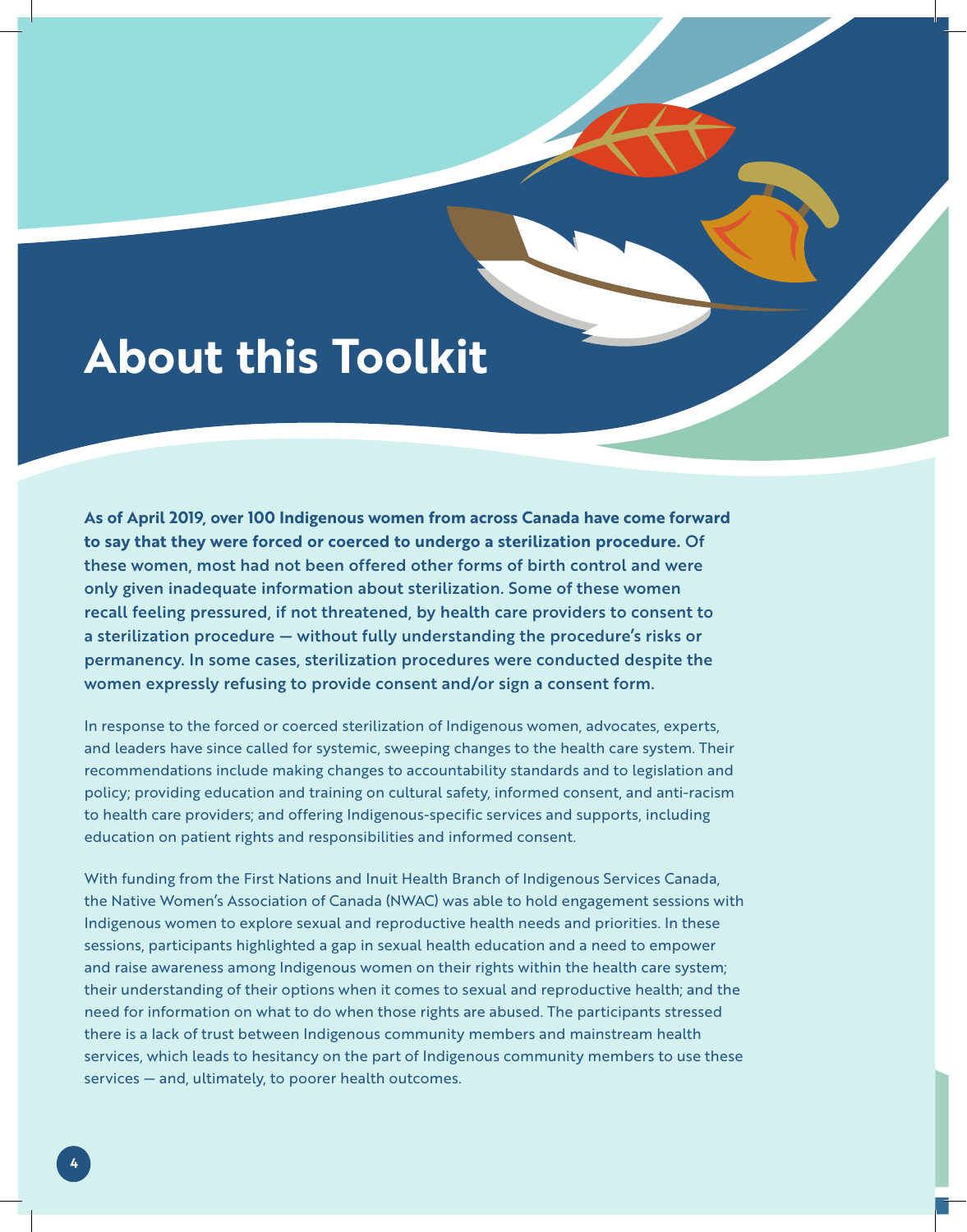# About this Toolkit

**As of April 2019, over 100 Indigenous women from across Canada have come forward to say that they were forced or coerced to undergo a sterilization procedure.** **Of these women, most had not been offered other forms of birth control and were only given inadequate information about sterilization. Some of these women recall feeling pressured, if not threatened, by health care providers to consent to a sterilization procedure — without fully understanding the procedure's risks or permanency. In some cases, sterilization procedures were conducted despite the women expressly refusing to provide consent and/or sign a consent form.**

In response to the forced or coerced sterilization of Indigenous women, advocates, experts, and leaders have since called for systemic, sweeping changes to the health care system. Their recommendations include making changes to accountability standards and to legislation and policy; providing education and training on cultural safety, informed consent, and anti-racism to health care providers; and offering Indigenous-specific services and supports, including education on patient rights and responsibilities and informed consent.

With funding from the First Nations and Inuit Health Branch of Indigenous Services Canada, the Native Women's Association of Canada (NWAC) was able to hold engagement sessions with Indigenous women to explore sexual and reproductive health needs and priorities. In these sessions, participants highlighted a gap in sexual health education and a need to empower and raise awareness among Indigenous women on their rights within the health care system; their understanding of their options when it comes to sexual and reproductive health; and the need for information on what to do when those rights are abused. The participants stressed there is a lack of trust between Indigenous community members and mainstream health services, which leads to hesitancy on the part of Indigenous community members to use these services — and, ultimately, to poorer health outcomes.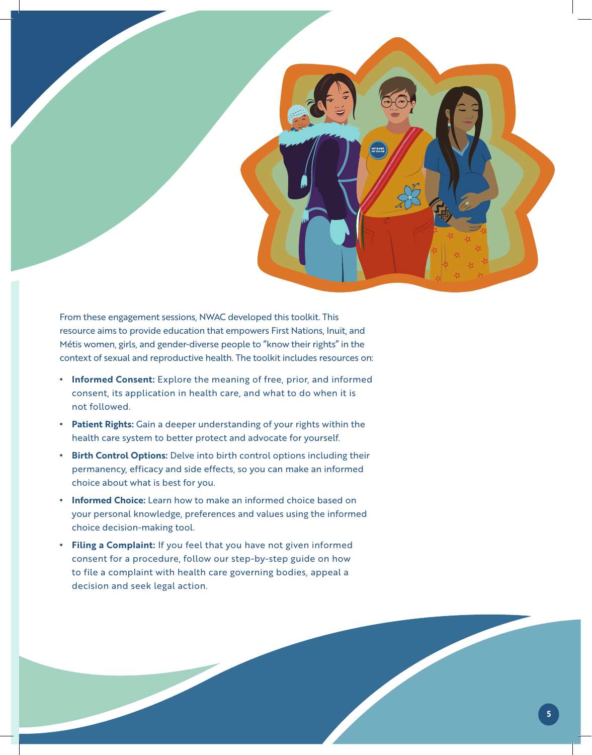From these engagement sessions, NWAC developed this toolkit. This resource aims to provide education that empowers First Nations, Inuit, and Métis women, girls, and gender-diverse people to "know their rights" in the context of sexual and reproductive health. The toolkit includes resources on:

- **Informed Consent:** Explore the meaning of free, prior, and informed consent, its application in health care, and what to do when it is not followed.
- **Patient Rights:** Gain a deeper understanding of your rights within the health care system to better protect and advocate for yourself.
- **Birth Control Options:** Delve into birth control options including their permanency, efficacy and side effects, so you can make an informed choice about what is best for you.
- **Informed Choice:** Learn how to make an informed choice based on your personal knowledge, preferences and values using the informed choice decision-making tool.
- **Filing a Complaint:** If you feel that you have not given informed consent for a procedure, follow our step-by-step guide on how to file a complaint with health care governing bodies, appeal a decision and seek legal action.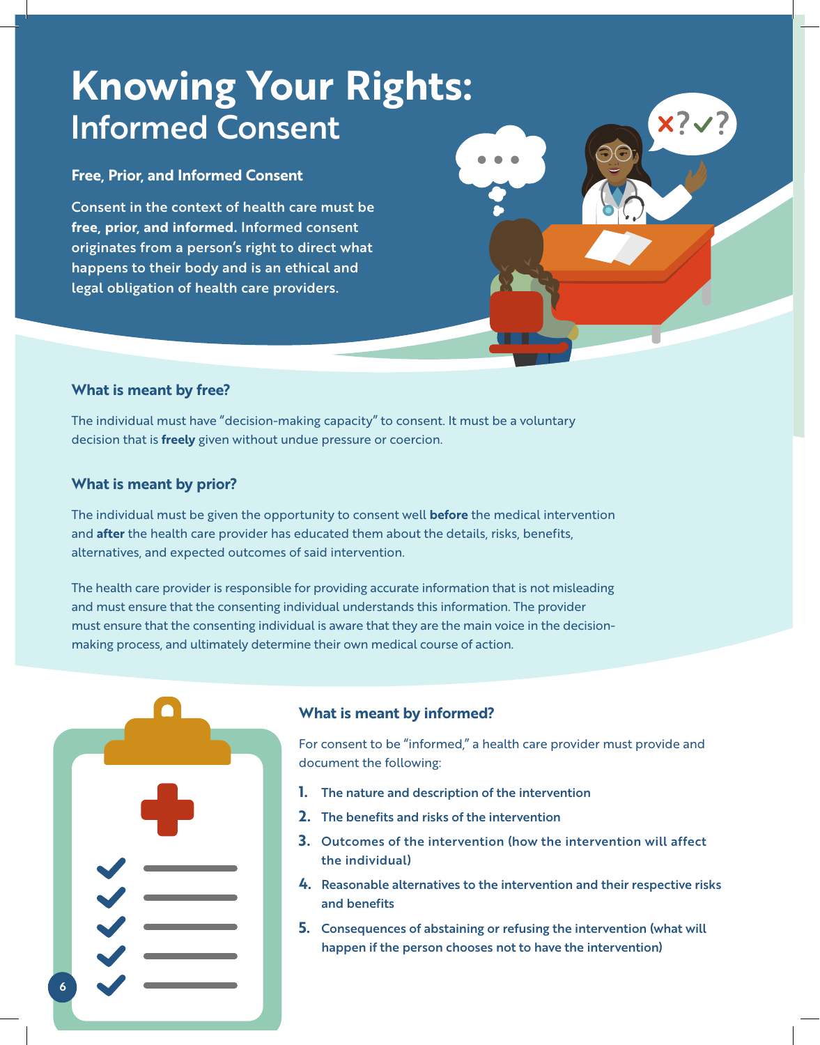# Knowing Your Rights: Informed Consent

### Free, Prior, and Informed Consent

Consent in the context of health care must be **free, prior, and informed.** Informed consent originates from a person's right to direct what happens to their body and is an ethical and legal obligation of health care providers.

### What is meant by free?

The individual must have "decision-making capacity" to consent. It must be a voluntary decision that is **freely** given without undue pressure or coercion.

### What is meant by prior?

The individual must be given the opportunity to consent well **before** the medical intervention and **after** the health care provider has educated them about the details, risks, benefits, alternatives, and expected outcomes of said intervention.

The health care provider is responsible for providing accurate information that is not misleading and must ensure that the consenting individual understands this information. The provider must ensure that the consenting individual is aware that they are the main voice in the decision-making process, and ultimately determine their own medical course of action.

### What is meant by informed?

For consent to be "informed," a health care provider must provide and document the following:

1. The nature and description of the intervention
2. The benefits and risks of the intervention
3. Outcomes of the intervention (how the intervention will affect the individual)
4. Reasonable alternatives to the intervention and their respective risks and benefits
5. Consequences of abstaining or refusing the intervention (what will happen if the person chooses not to have the intervention)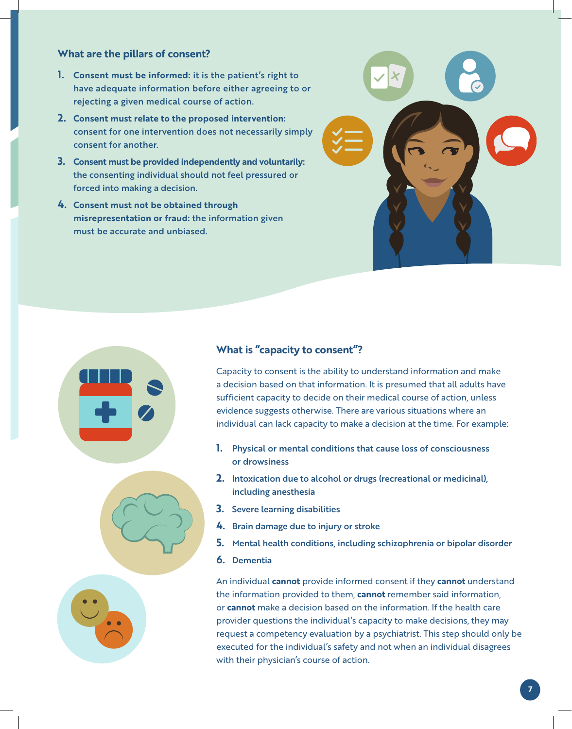## What are the pillars of consent?

1. **Consent must be informed:** it is the patient's right to have adequate information before either agreeing to or rejecting a given medical course of action.
2. **Consent must relate to the proposed intervention:** consent for one intervention does not necessarily simply consent for another.
3. **Consent must be provided independently and voluntarily:** the consenting individual should not feel pressured or forced into making a decision.
4. **Consent must not be obtained through misrepresentation or fraud:** the information given must be accurate and unbiased.

## What is "capacity to consent"?

Capacity to consent is the ability to understand information and make a decision based on that information. It is presumed that all adults have sufficient capacity to decide on their medical course of action, unless evidence suggests otherwise. There are various situations where an individual can lack capacity to make a decision at the time. For example:

1. Physical or mental conditions that cause loss of consciousness or drowsiness
2. Intoxication due to alcohol or drugs (recreational or medicinal), including anesthesia
3. Severe learning disabilities
4. Brain damage due to injury or stroke
5. Mental health conditions, including schizophrenia or bipolar disorder
6. Dementia

An individual **cannot** provide informed consent if they **cannot** understand the information provided to them, **cannot** remember said information, or **cannot** make a decision based on the information. If the health care provider questions the individual's capacity to make decisions, they may request a competency evaluation by a psychiatrist. This step should only be executed for the individual's safety and not when an individual disagrees with their physician's course of action.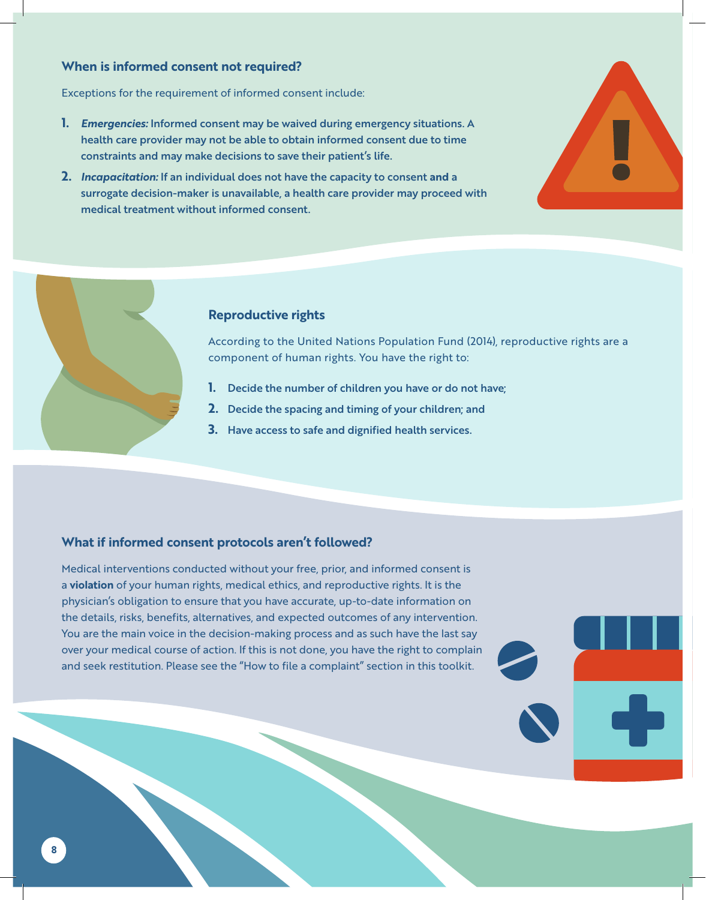## When is informed consent not required?

Exceptions for the requirement of informed consent include:

1. ***Emergencies:*** **Informed consent may be waived during emergency situations. A health care provider may not be able to obtain informed consent due to time constraints and may make decisions to save their patient's life.**
2. ***Incapacitation:*** **If an individual does not have the capacity to consent and a surrogate decision-maker is unavailable, a health care provider may proceed with medical treatment without informed consent.**

## Reproductive rights

According to the United Nations Population Fund (2014), reproductive rights are a component of human rights. You have the right to:

1. **Decide the number of children you have or do not have;**
2. **Decide the spacing and timing of your children; and**
3. **Have access to safe and dignified health services.**

## What if informed consent protocols aren't followed?

Medical interventions conducted without your free, prior, and informed consent is a **violation** of your human rights, medical ethics, and reproductive rights. It is the physician's obligation to ensure that you have accurate, up-to-date information on the details, risks, benefits, alternatives, and expected outcomes of any intervention. You are the main voice in the decision-making process and as such have the last say over your medical course of action. If this is not done, you have the right to complain and seek restitution. Please see the "How to file a complaint" section in this toolkit.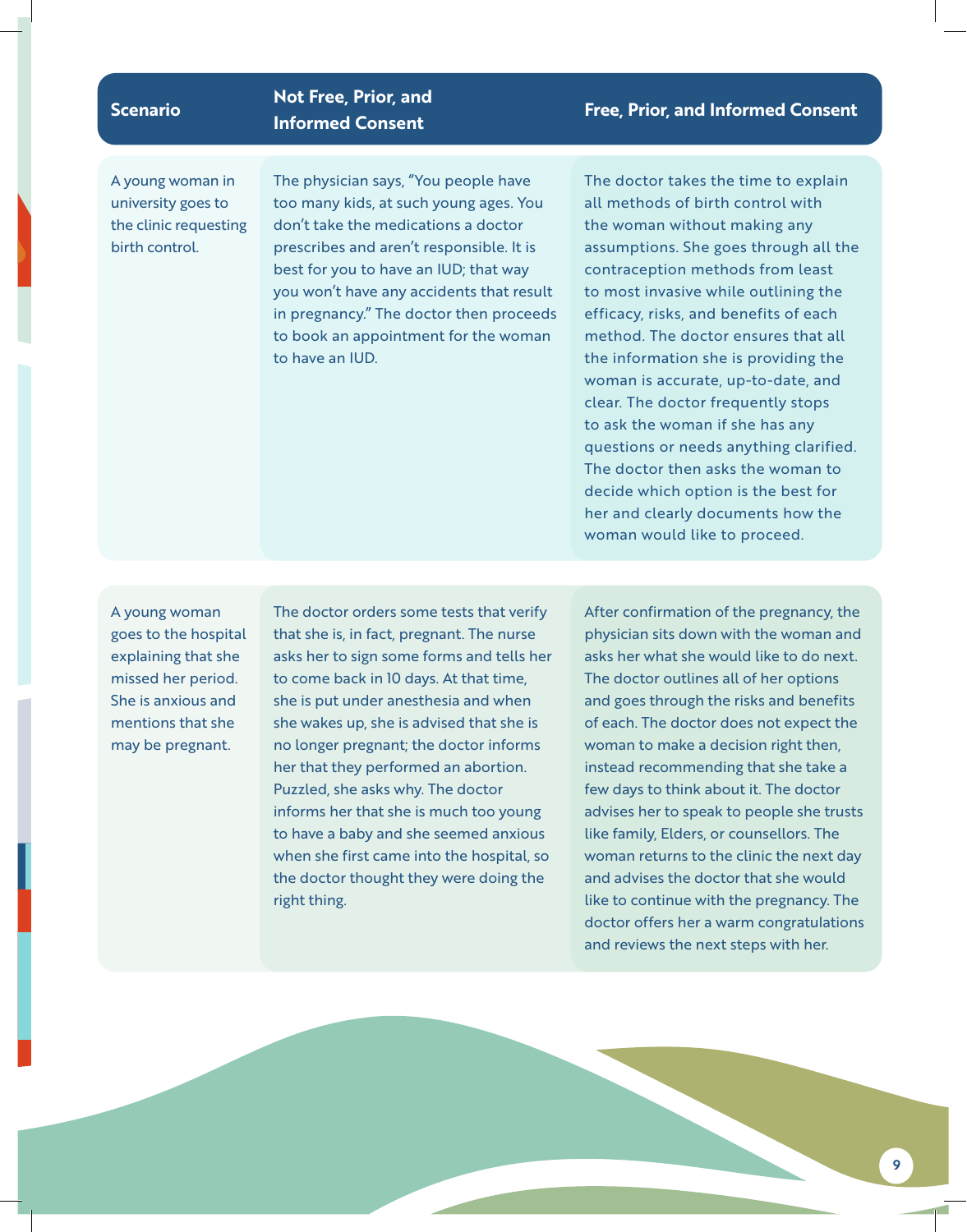| Scenario | Not Free, Prior, and Informed Consent | Free, Prior, and Informed Consent |
| --- | --- | --- |
| A young woman in university goes to the clinic requesting birth control. | The physician says, "You people have too many kids, at such young ages. You don't take the medications a doctor prescribes and aren't responsible. It is best for you to have an IUD; that way you won't have any accidents that result in pregnancy." The doctor then proceeds to book an appointment for the woman to have an IUD. | The doctor takes the time to explain all methods of birth control with the woman without making any assumptions. She goes through all the contraception methods from least to most invasive while outlining the efficacy, risks, and benefits of each method. The doctor ensures that all the information she is providing the woman is accurate, up-to-date, and clear. The doctor frequently stops to ask the woman if she has any questions or needs anything clarified. The doctor then asks the woman to decide which option is the best for her and clearly documents how the woman would like to proceed. |
| A young woman goes to the hospital explaining that she missed her period. She is anxious and mentions that she may be pregnant. | The doctor orders some tests that verify that she is, in fact, pregnant. The nurse asks her to sign some forms and tells her to come back in 10 days. At that time, she is put under anesthesia and when she wakes up, she is advised that she is no longer pregnant; the doctor informs her that they performed an abortion. Puzzled, she asks why. The doctor informs her that she is much too young to have a baby and she seemed anxious when she first came into the hospital, so the doctor thought they were doing the right thing. | After confirmation of the pregnancy, the physician sits down with the woman and asks her what she would like to do next. The doctor outlines all of her options and goes through the risks and benefits of each. The doctor does not expect the woman to make a decision right then, instead recommending that she take a few days to think about it. The doctor advises her to speak to people she trusts like family, Elders, or counsellors. The woman returns to the clinic the next day and advises the doctor that she would like to continue with the pregnancy. The doctor offers her a warm congratulations and reviews the next steps with her. |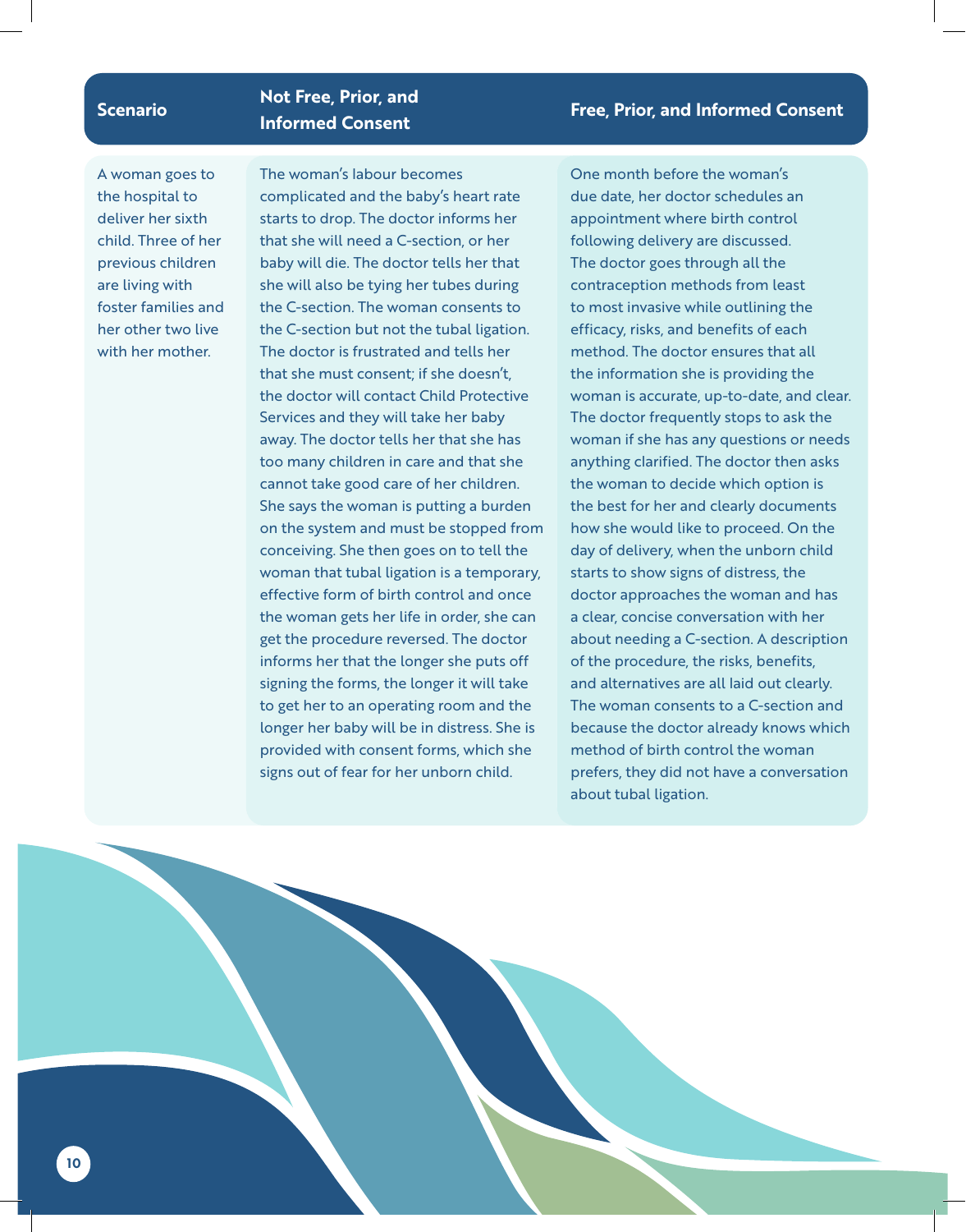| Scenario | Not Free, Prior, and Informed Consent | Free, Prior, and Informed Consent |
| --- | --- | --- |
| A woman goes to the hospital to deliver her sixth child. Three of her previous children are living with foster families and her other two live with her mother. | The woman's labour becomes complicated and the baby's heart rate starts to drop. The doctor informs her that she will need a C-section, or her baby will die. The doctor tells her that she will also be tying her tubes during the C-section. The woman consents to the C-section but not the tubal ligation. The doctor is frustrated and tells her that she must consent; if she doesn't, the doctor will contact Child Protective Services and they will take her baby away. The doctor tells her that she has too many children in care and that she cannot take good care of her children. She says the woman is putting a burden on the system and must be stopped from conceiving. She then goes on to tell the woman that tubal ligation is a temporary, effective form of birth control and once the woman gets her life in order, she can get the procedure reversed. The doctor informs her that the longer she puts off signing the forms, the longer it will take to get her to an operating room and the longer her baby will be in distress. She is provided with consent forms, which she signs out of fear for her unborn child. | One month before the woman's due date, her doctor schedules an appointment where birth control following delivery are discussed. The doctor goes through all the contraception methods from least to most invasive while outlining the efficacy, risks, and benefits of each method. The doctor ensures that all the information she is providing the woman is accurate, up-to-date, and clear. The doctor frequently stops to ask the woman if she has any questions or needs anything clarified. The doctor then asks the woman to decide which option is the best for her and clearly documents how she would like to proceed. On the day of delivery, when the unborn child starts to show signs of distress, the doctor approaches the woman and has a clear, concise conversation with her about needing a C-section. A description of the procedure, the risks, benefits, and alternatives are all laid out clearly. The woman consents to a C-section and because the doctor already knows which method of birth control the woman prefers, they did not have a conversation about tubal ligation. |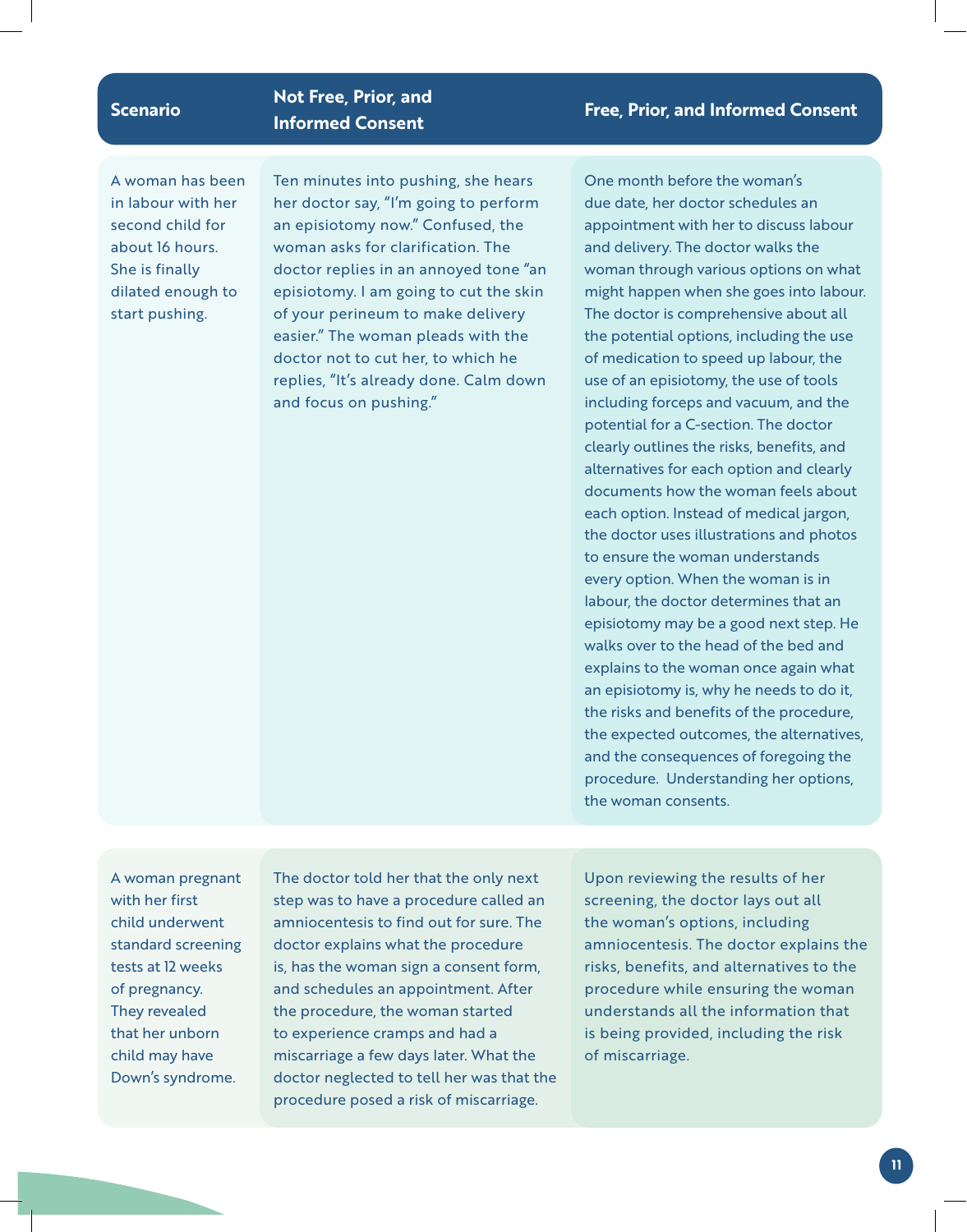| Scenario | Not Free, Prior, and Informed Consent | Free, Prior, and Informed Consent |
|---|---|---|
| A woman has been in labour with her second child for about 16 hours. She is finally dilated enough to start pushing. | Ten minutes into pushing, she hears her doctor say, "I'm going to perform an episiotomy now." Confused, the woman asks for clarification. The doctor replies in an annoyed tone "an episiotomy. I am going to cut the skin of your perineum to make delivery easier." The woman pleads with the doctor not to cut her, to which he replies, "It's already done. Calm down and focus on pushing." | One month before the woman's due date, her doctor schedules an appointment with her to discuss labour and delivery. The doctor walks the woman through various options on what might happen when she goes into labour. The doctor is comprehensive about all the potential options, including the use of medication to speed up labour, the use of an episiotomy, the use of tools including forceps and vacuum, and the potential for a C-section. The doctor clearly outlines the risks, benefits, and alternatives for each option and clearly documents how the woman feels about each option. Instead of medical jargon, the doctor uses illustrations and photos to ensure the woman understands every option. When the woman is in labour, the doctor determines that an episiotomy may be a good next step. He walks over to the head of the bed and explains to the woman once again what an episiotomy is, why he needs to do it, the risks and benefits of the procedure, the expected outcomes, the alternatives, and the consequences of foregoing the procedure. Understanding her options, the woman consents. |
| A woman pregnant with her first child underwent standard screening tests at 12 weeks of pregnancy. They revealed that her unborn child may have Down's syndrome. | The doctor told her that the only next step was to have a procedure called an amniocentesis to find out for sure. The doctor explains what the procedure is, has the woman sign a consent form, and schedules an appointment. After the procedure, the woman started to experience cramps and had a miscarriage a few days later. What the doctor neglected to tell her was that the procedure posed a risk of miscarriage. | Upon reviewing the results of her screening, the doctor lays out all the woman's options, including amniocentesis. The doctor explains the risks, benefits, and alternatives to the procedure while ensuring the woman understands all the information that is being provided, including the risk of miscarriage. |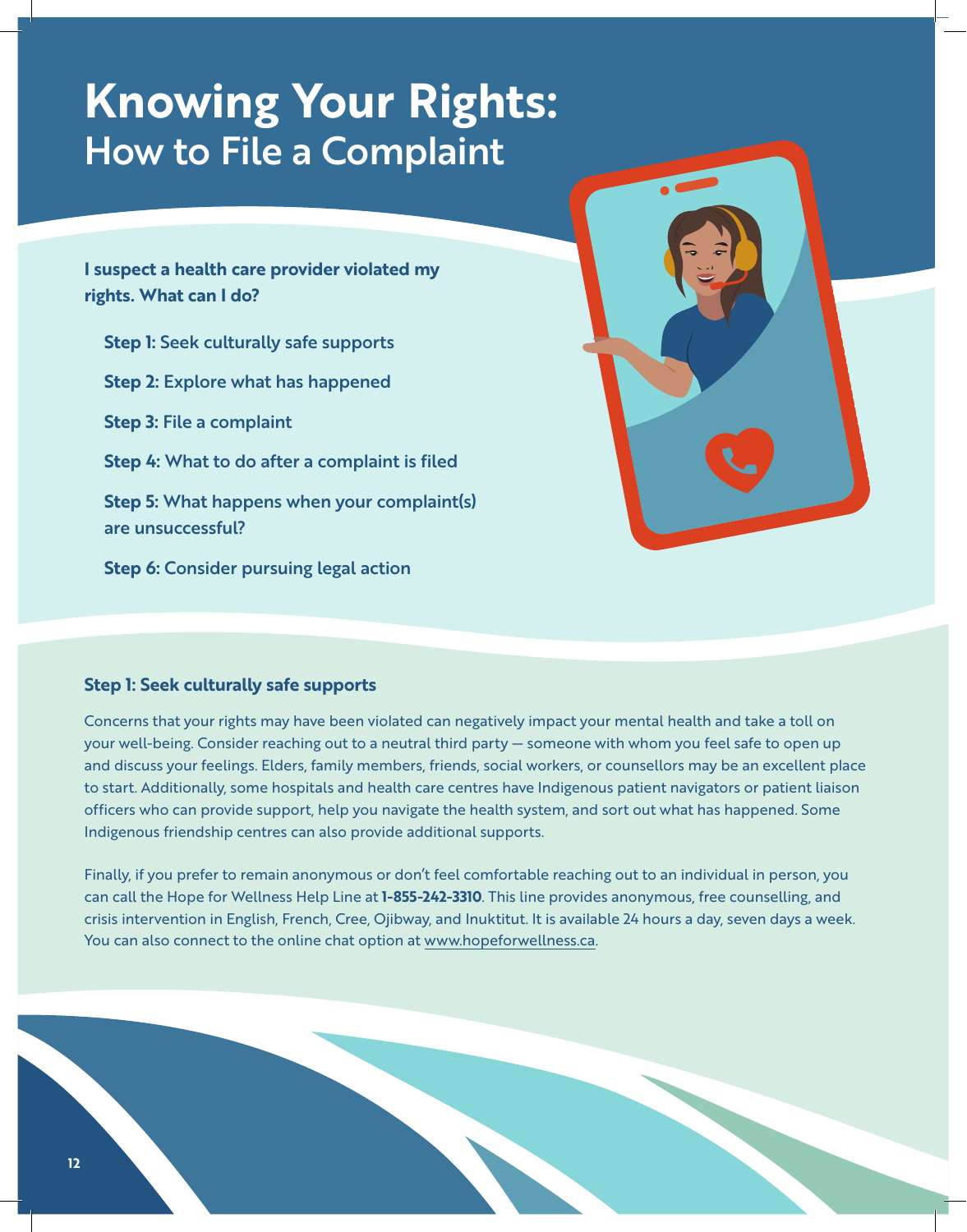# Knowing Your Rights:
## How to File a Complaint

**I suspect a health care provider violated my rights. What can I do?**

- **Step 1:** Seek culturally safe supports
- **Step 2:** Explore what has happened
- **Step 3:** File a complaint
- **Step 4:** What to do after a complaint is filed
- **Step 5:** What happens when your complaint(s) are unsuccessful?
- **Step 6:** Consider pursuing legal action

### Step 1: Seek culturally safe supports

Concerns that your rights may have been violated can negatively impact your mental health and take a toll on your well-being. Consider reaching out to a neutral third party — someone with whom you feel safe to open up and discuss your feelings. Elders, family members, friends, social workers, or counsellors may be an excellent place to start. Additionally, some hospitals and health care centres have Indigenous patient navigators or patient liaison officers who can provide support, help you navigate the health system, and sort out what has happened. Some Indigenous friendship centres can also provide additional supports.

Finally, if you prefer to remain anonymous or don't feel comfortable reaching out to an individual in person, you can call the Hope for Wellness Help Line at **1-855-242-3310**. This line provides anonymous, free counselling, and crisis intervention in English, French, Cree, Ojibway, and Inuktitut. It is available 24 hours a day, seven days a week. You can also connect to the online chat option at www.hopeforwellness.ca.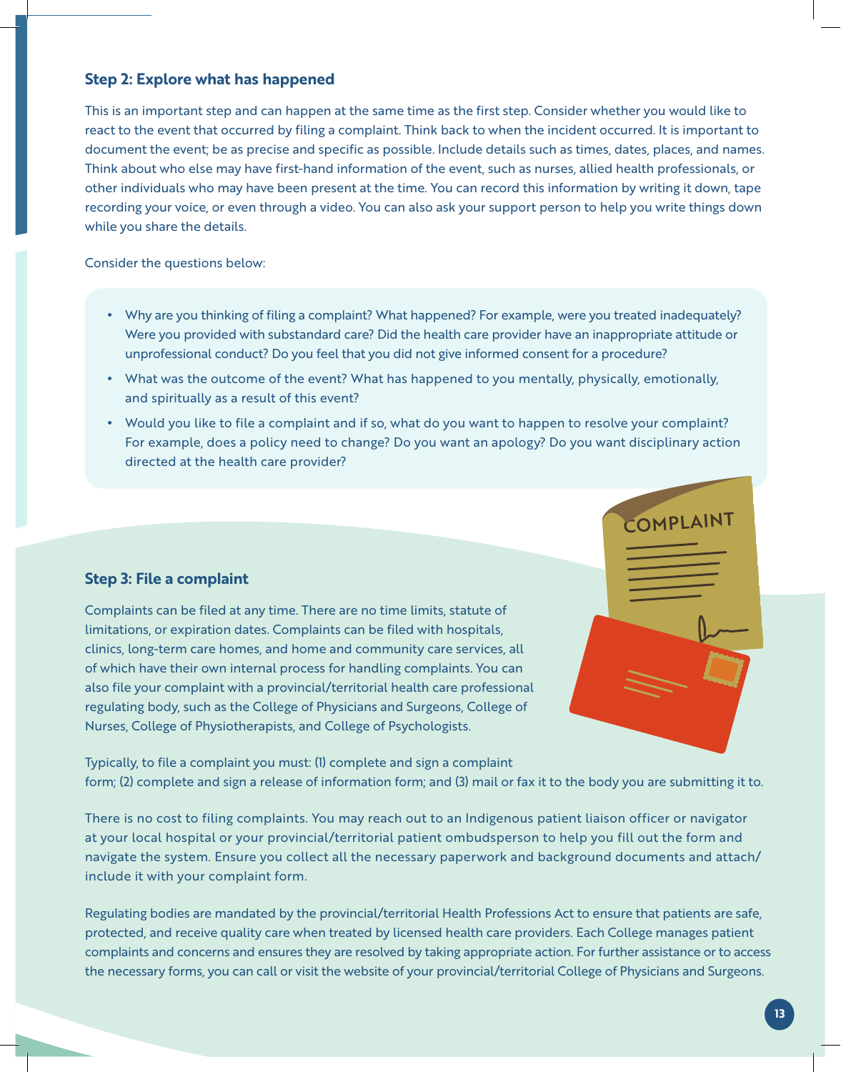### Step 2: Explore what has happened

This is an important step and can happen at the same time as the first step. Consider whether you would like to react to the event that occurred by filing a complaint. Think back to when the incident occurred. It is important to document the event; be as precise and specific as possible. Include details such as times, dates, places, and names. Think about who else may have first-hand information of the event, such as nurses, allied health professionals, or other individuals who may have been present at the time. You can record this information by writing it down, tape recording your voice, or even through a video. You can also ask your support person to help you write things down while you share the details.

Consider the questions below:

- Why are you thinking of filing a complaint? What happened? For example, were you treated inadequately? Were you provided with substandard care? Did the health care provider have an inappropriate attitude or unprofessional conduct? Do you feel that you did not give informed consent for a procedure?
- What was the outcome of the event? What has happened to you mentally, physically, emotionally, and spiritually as a result of this event?
- Would you like to file a complaint and if so, what do you want to happen to resolve your complaint? For example, does a policy need to change? Do you want an apology? Do you want disciplinary action directed at the health care provider?

### Step 3: File a complaint

Complaints can be filed at any time. There are no time limits, statute of limitations, or expiration dates. Complaints can be filed with hospitals, clinics, long-term care homes, and home and community care services, all of which have their own internal process for handling complaints. You can also file your complaint with a provincial/territorial health care professional regulating body, such as the College of Physicians and Surgeons, College of Nurses, College of Physiotherapists, and College of Psychologists.

Typically, to file a complaint you must: (1) complete and sign a complaint form; (2) complete and sign a release of information form; and (3) mail or fax it to the body you are submitting it to.

There is no cost to filing complaints. You may reach out to an Indigenous patient liaison officer or navigator at your local hospital or your provincial/territorial patient ombudsperson to help you fill out the form and navigate the system. Ensure you collect all the necessary paperwork and background documents and attach/include it with your complaint form.

Regulating bodies are mandated by the provincial/territorial Health Professions Act to ensure that patients are safe, protected, and receive quality care when treated by licensed health care providers. Each College manages patient complaints and concerns and ensures they are resolved by taking appropriate action. For further assistance or to access the necessary forms, you can call or visit the website of your provincial/territorial College of Physicians and Surgeons.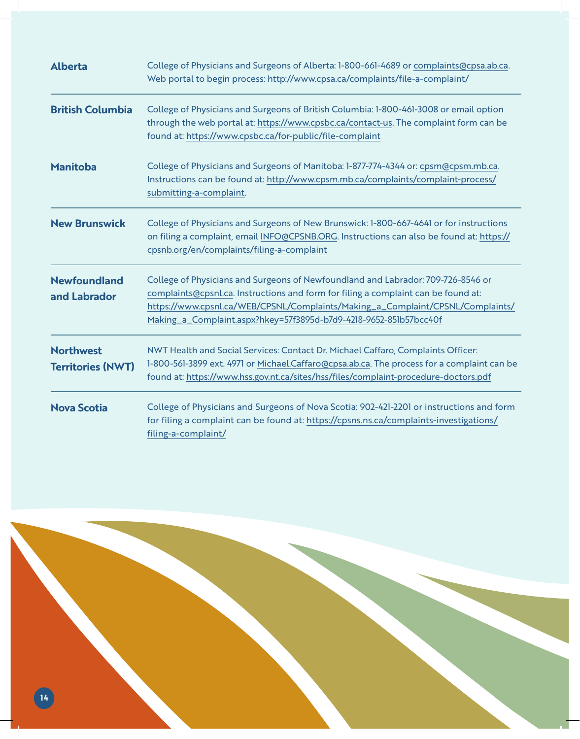| | |
|---|---|
| **Alberta** | College of Physicians and Surgeons of Alberta: 1-800-661-4689 or complaints@cpsa.ab.ca. Web portal to begin process: http://www.cpsa.ca/complaints/file-a-complaint/ |
| **British Columbia** | College of Physicians and Surgeons of British Columbia: 1-800-461-3008 or email option through the web portal at: https://www.cpsbc.ca/contact-us. The complaint form can be found at: https://www.cpsbc.ca/for-public/file-complaint |
| **Manitoba** | College of Physicians and Surgeons of Manitoba: 1-877-774-4344 or: cpsm@cpsm.mb.ca. Instructions can be found at: http://www.cpsm.mb.ca/complaints/complaint-process/submitting-a-complaint. |
| **New Brunswick** | College of Physicians and Surgeons of New Brunswick: 1-800-667-4641 or for instructions on filing a complaint, email INFO@CPSNB.ORG. Instructions can also be found at: https://cpsnb.org/en/complaints/filing-a-complaint |
| **Newfoundland and Labrador** | College of Physicians and Surgeons of Newfoundland and Labrador: 709-726-8546 or complaints@cpsnl.ca. Instructions and form for filing a complaint can be found at: https://www.cpsnl.ca/WEB/CPSNL/Complaints/Making_a_Complaint/CPSNL/Complaints/Making_a_Complaint.aspx?hkey=57f3895d-b7d9-4218-9652-851b57bcc40f |
| **Northwest Territories (NWT)** | NWT Health and Social Services: Contact Dr. Michael Caffaro, Complaints Officer: 1-800-561-3899 ext. 4971 or Michael.Caffaro@cpsa.ab.ca. The process for a complaint can be found at: https://www.hss.gov.nt.ca/sites/hss/files/complaint-procedure-doctors.pdf |
| **Nova Scotia** | College of Physicians and Surgeons of Nova Scotia: 902-421-2201 or instructions and form for filing a complaint can be found at: https://cpsns.ns.ca/complaints-investigations/filing-a-complaint/ |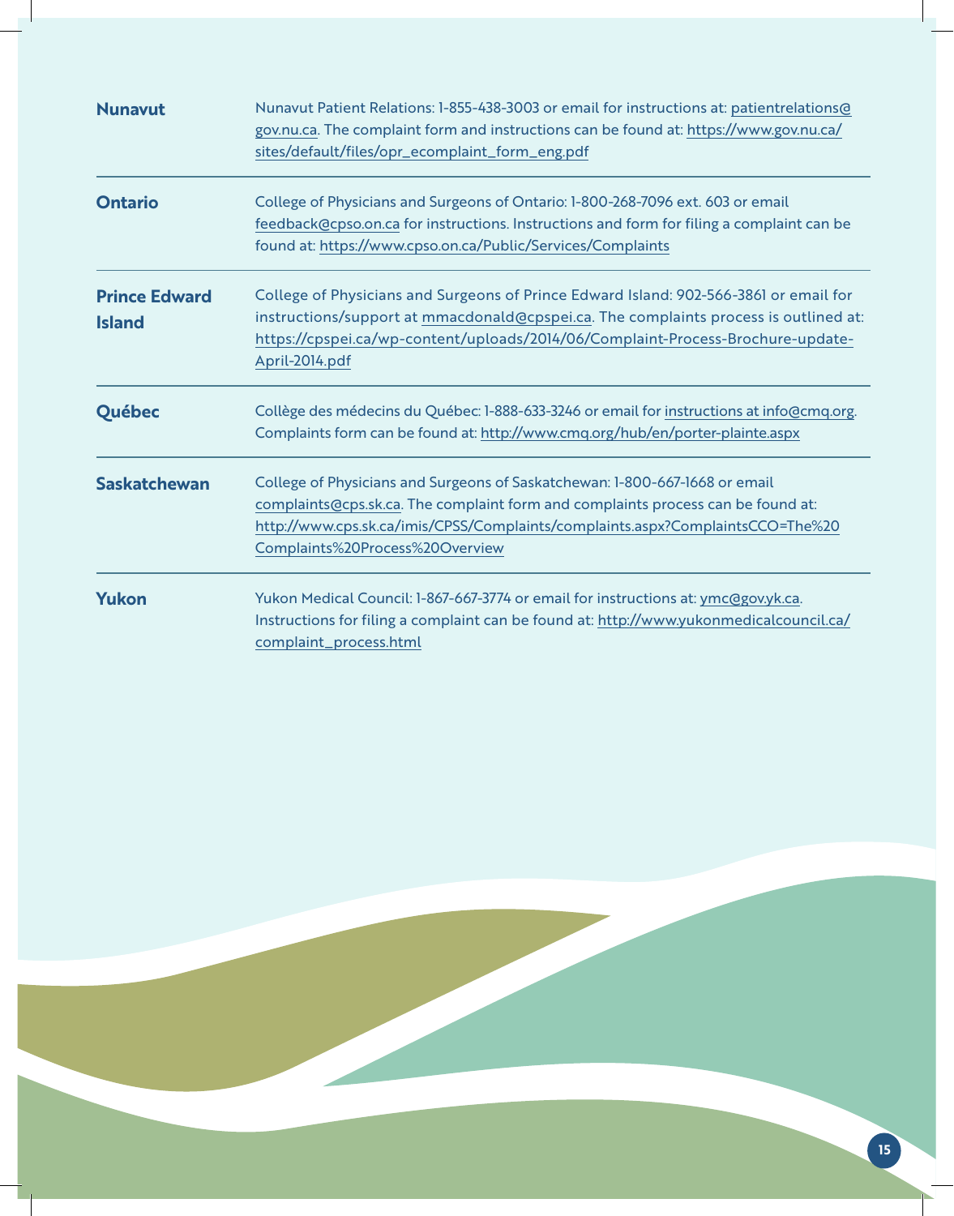| | |
|---|---|
| **Nunavut** | Nunavut Patient Relations: 1-855-438-3003 or email for instructions at: patientrelations@gov.nu.ca. The complaint form and instructions can be found at: https://www.gov.nu.ca/sites/default/files/opr_ecomplaint_form_eng.pdf |
| **Ontario** | College of Physicians and Surgeons of Ontario: 1-800-268-7096 ext. 603 or email feedback@cpso.on.ca for instructions. Instructions and form for filing a complaint can be found at: https://www.cpso.on.ca/Public/Services/Complaints |
| **Prince Edward Island** | College of Physicians and Surgeons of Prince Edward Island: 902-566-3861 or email for instructions/support at mmacdonald@cpspei.ca. The complaints process is outlined at: https://cpspei.ca/wp-content/uploads/2014/06/Complaint-Process-Brochure-update-April-2014.pdf |
| **Québec** | Collège des médecins du Québec: 1-888-633-3246 or email for instructions at info@cmq.org. Complaints form can be found at: http://www.cmq.org/hub/en/porter-plainte.aspx |
| **Saskatchewan** | College of Physicians and Surgeons of Saskatchewan: 1-800-667-1668 or email complaints@cps.sk.ca. The complaint form and complaints process can be found at: http://www.cps.sk.ca/imis/CPSS/Complaints/complaints.aspx?ComplaintsCCO=The%20Complaints%20Process%20Overview |
| **Yukon** | Yukon Medical Council: 1-867-667-3774 or email for instructions at: ymc@gov.yk.ca. Instructions for filing a complaint can be found at: http://www.yukonmedicalcouncil.ca/complaint_process.html |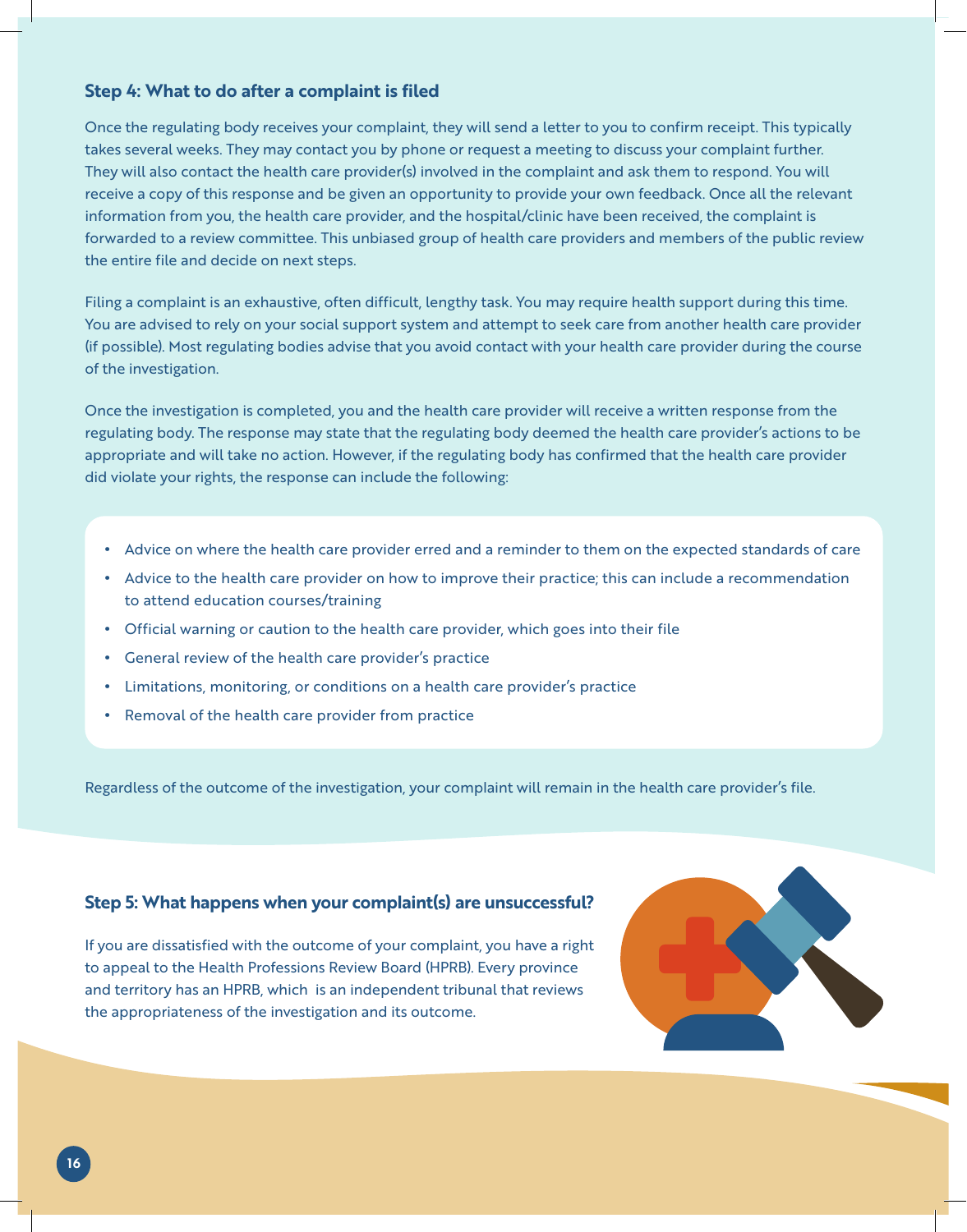### Step 4: What to do after a complaint is filed

Once the regulating body receives your complaint, they will send a letter to you to confirm receipt. This typically takes several weeks. They may contact you by phone or request a meeting to discuss your complaint further. They will also contact the health care provider(s) involved in the complaint and ask them to respond. You will receive a copy of this response and be given an opportunity to provide your own feedback. Once all the relevant information from you, the health care provider, and the hospital/clinic have been received, the complaint is forwarded to a review committee. This unbiased group of health care providers and members of the public review the entire file and decide on next steps.

Filing a complaint is an exhaustive, often difficult, lengthy task. You may require health support during this time. You are advised to rely on your social support system and attempt to seek care from another health care provider (if possible). Most regulating bodies advise that you avoid contact with your health care provider during the course of the investigation.

Once the investigation is completed, you and the health care provider will receive a written response from the regulating body. The response may state that the regulating body deemed the health care provider's actions to be appropriate and will take no action. However, if the regulating body has confirmed that the health care provider did violate your rights, the response can include the following:

- Advice on where the health care provider erred and a reminder to them on the expected standards of care
- Advice to the health care provider on how to improve their practice; this can include a recommendation to attend education courses/training
- Official warning or caution to the health care provider, which goes into their file
- General review of the health care provider's practice
- Limitations, monitoring, or conditions on a health care provider's practice
- Removal of the health care provider from practice

Regardless of the outcome of the investigation, your complaint will remain in the health care provider's file.

### Step 5: What happens when your complaint(s) are unsuccessful?

If you are dissatisfied with the outcome of your complaint, you have a right to appeal to the Health Professions Review Board (HPRB). Every province and territory has an HPRB, which is an independent tribunal that reviews the appropriateness of the investigation and its outcome.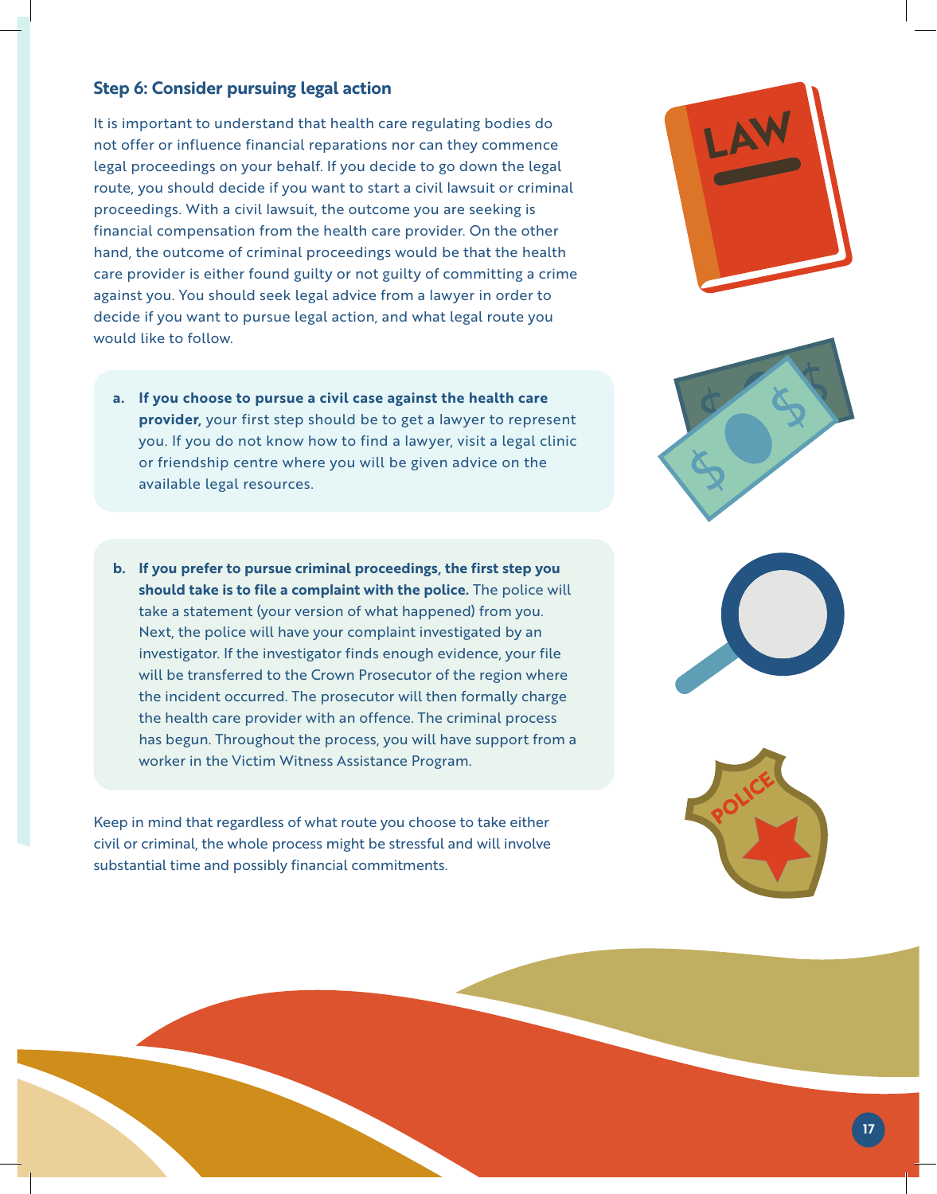### Step 6: Consider pursuing legal action

It is important to understand that health care regulating bodies do not offer or influence financial reparations nor can they commence legal proceedings on your behalf. If you decide to go down the legal route, you should decide if you want to start a civil lawsuit or criminal proceedings. With a civil lawsuit, the outcome you are seeking is financial compensation from the health care provider. On the other hand, the outcome of criminal proceedings would be that the health care provider is either found guilty or not guilty of committing a crime against you. You should seek legal advice from a lawyer in order to decide if you want to pursue legal action, and what legal route you would like to follow.

a. **If you choose to pursue a civil case against the health care provider,** your first step should be to get a lawyer to represent you. If you do not know how to find a lawyer, visit a legal clinic or friendship centre where you will be given advice on the available legal resources.

b. **If you prefer to pursue criminal proceedings, the first step you should take is to file a complaint with the police.** The police will take a statement (your version of what happened) from you. Next, the police will have your complaint investigated by an investigator. If the investigator finds enough evidence, your file will be transferred to the Crown Prosecutor of the region where the incident occurred. The prosecutor will then formally charge the health care provider with an offence. The criminal process has begun. Throughout the process, you will have support from a worker in the Victim Witness Assistance Program.

Keep in mind that regardless of what route you choose to take either civil or criminal, the whole process might be stressful and will involve substantial time and possibly financial commitments.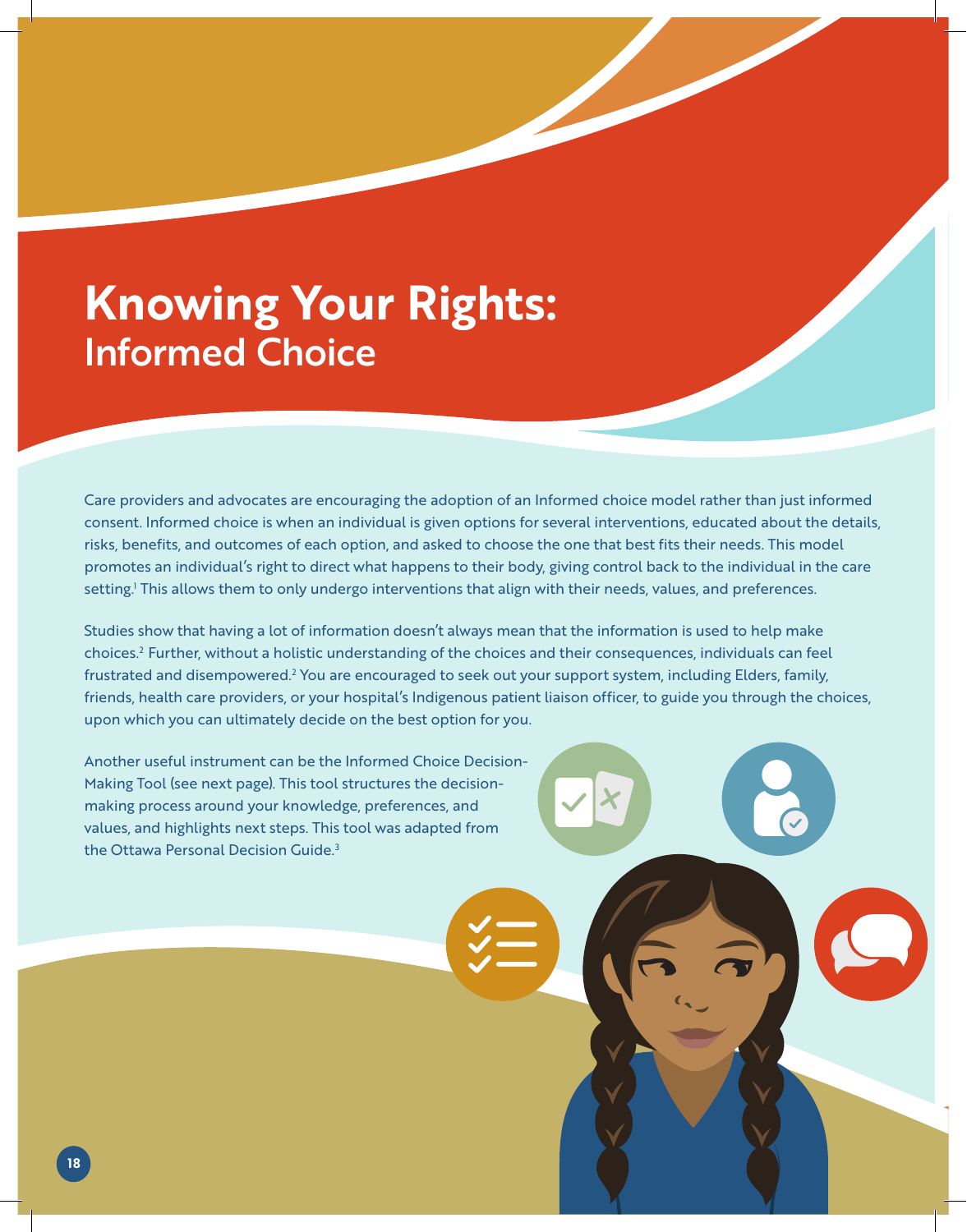# Knowing Your Rights: Informed Choice

Care providers and advocates are encouraging the adoption of an Informed choice model rather than just informed consent. Informed choice is when an individual is given options for several interventions, educated about the details, risks, benefits, and outcomes of each option, and asked to choose the one that best fits their needs. This model promotes an individual's right to direct what happens to their body, giving control back to the individual in the care setting.[1] This allows them to only undergo interventions that align with their needs, values, and preferences.

Studies show that having a lot of information doesn't always mean that the information is used to help make choices.[2] Further, without a holistic understanding of the choices and their consequences, individuals can feel frustrated and disempowered.[2] You are encouraged to seek out your support system, including Elders, family, friends, health care providers, or your hospital's Indigenous patient liaison officer, to guide you through the choices, upon which you can ultimately decide on the best option for you.

Another useful instrument can be the Informed Choice Decision-Making Tool (see next page). This tool structures the decision-making process around your knowledge, preferences, and values, and highlights next steps. This tool was adapted from the Ottawa Personal Decision Guide.[3]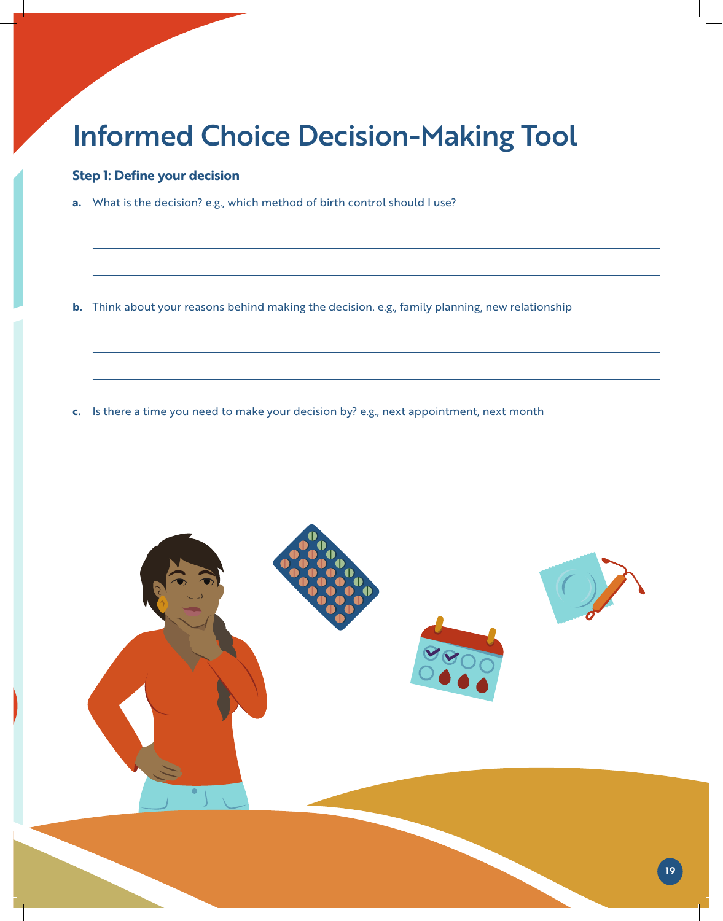# Informed Choice Decision-Making Tool

### Step 1: Define your decision

**a.** What is the decision? e.g., which method of birth control should I use?

______________________________________________________________________

______________________________________________________________________

**b.** Think about your reasons behind making the decision. e.g., family planning, new relationship

______________________________________________________________________

______________________________________________________________________

**c.** Is there a time you need to make your decision by? e.g., next appointment, next month

______________________________________________________________________

______________________________________________________________________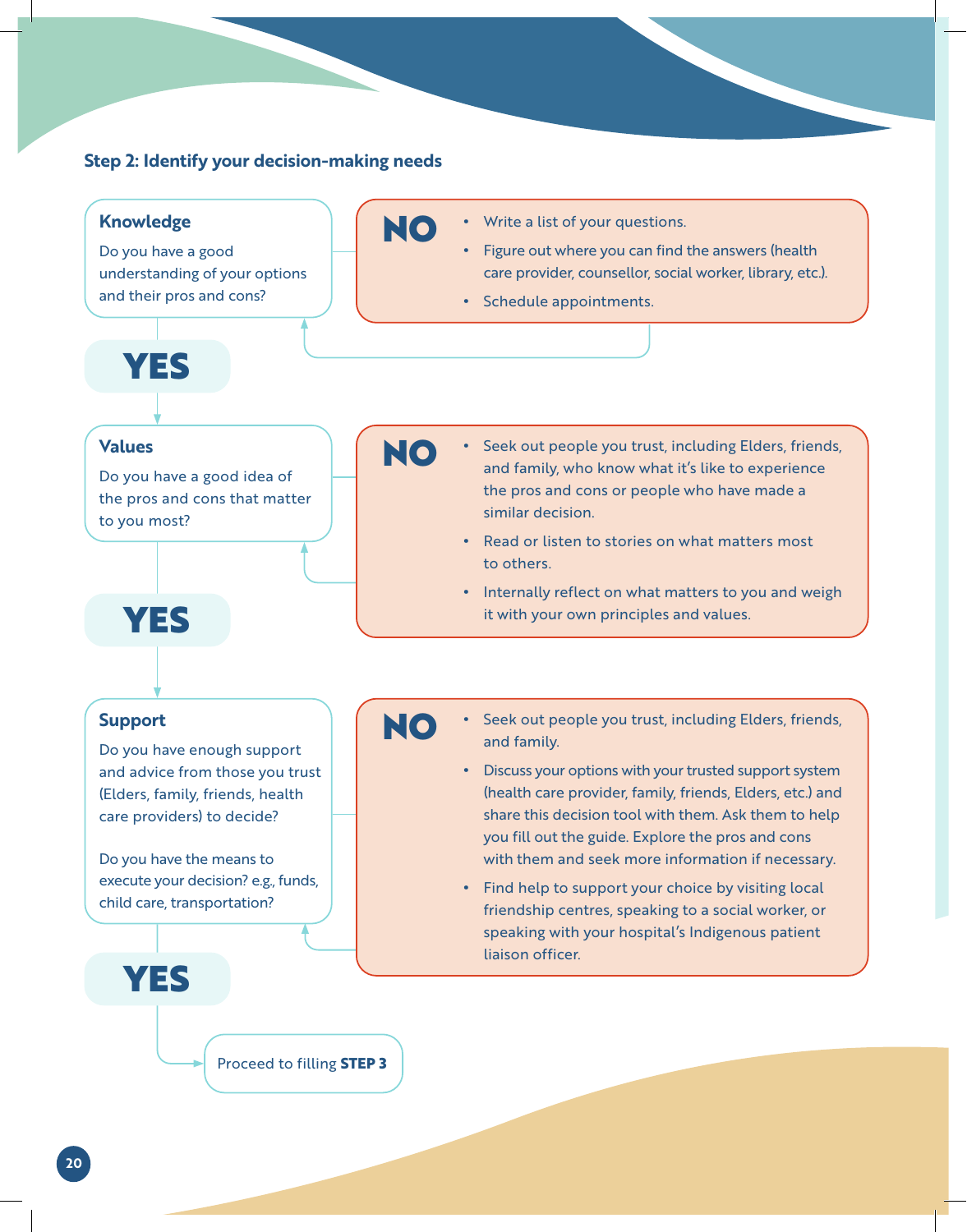**Step 2: Identify your decision-making needs**

### Knowledge

Do you have a good understanding of your options and their pros and cons?

**NO**

- Write a list of your questions.
- Figure out where you can find the answers (health care provider, counsellor, social worker, library, etc.).
- Schedule appointments.

**YES**

### Values

Do you have a good idea of the pros and cons that matter to you most?

**NO**

- Seek out people you trust, including Elders, friends, and family, who know what it's like to experience the pros and cons or people who have made a similar decision.
- Read or listen to stories on what matters most to others.
- Internally reflect on what matters to you and weigh it with your own principles and values.

**YES**

### Support

Do you have enough support and advice from those you trust (Elders, family, friends, health care providers) to decide?

Do you have the means to execute your decision? e.g., funds, child care, transportation?

**NO**

- Seek out people you trust, including Elders, friends, and family.
- Discuss your options with your trusted support system (health care provider, family, friends, Elders, etc.) and share this decision tool with them. Ask them to help you fill out the guide. Explore the pros and cons with them and seek more information if necessary.
- Find help to support your choice by visiting local friendship centres, speaking to a social worker, or speaking with your hospital's Indigenous patient liaison officer.

**YES**

Proceed to filling **STEP 3**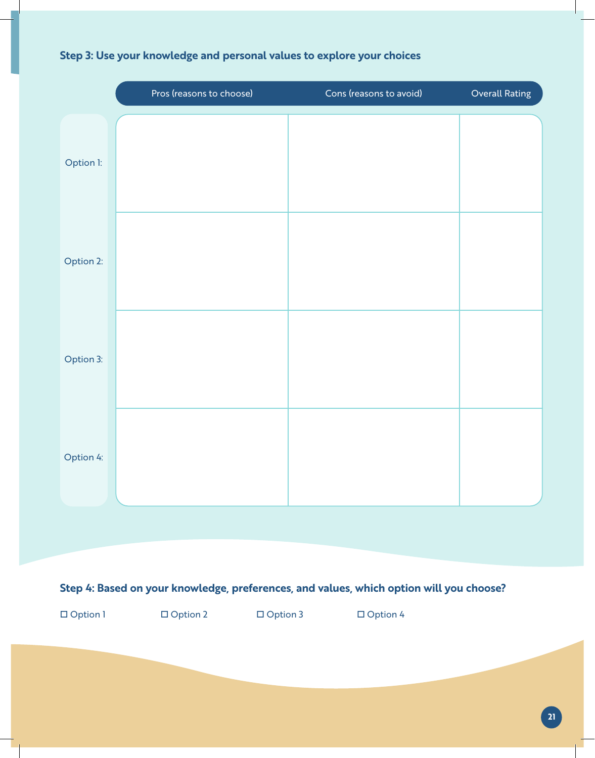### Step 3: Use your knowledge and personal values to explore your choices

| | Pros (reasons to choose) | Cons (reasons to avoid) | Overall Rating |
|---|---|---|---|
| Option 1: | | | |
| Option 2: | | | |
| Option 3: | | | |
| Option 4: | | | |

### Step 4: Based on your knowledge, preferences, and values, which option will you choose?

☐ Option 1 ☐ Option 2 ☐ Option 3 ☐ Option 4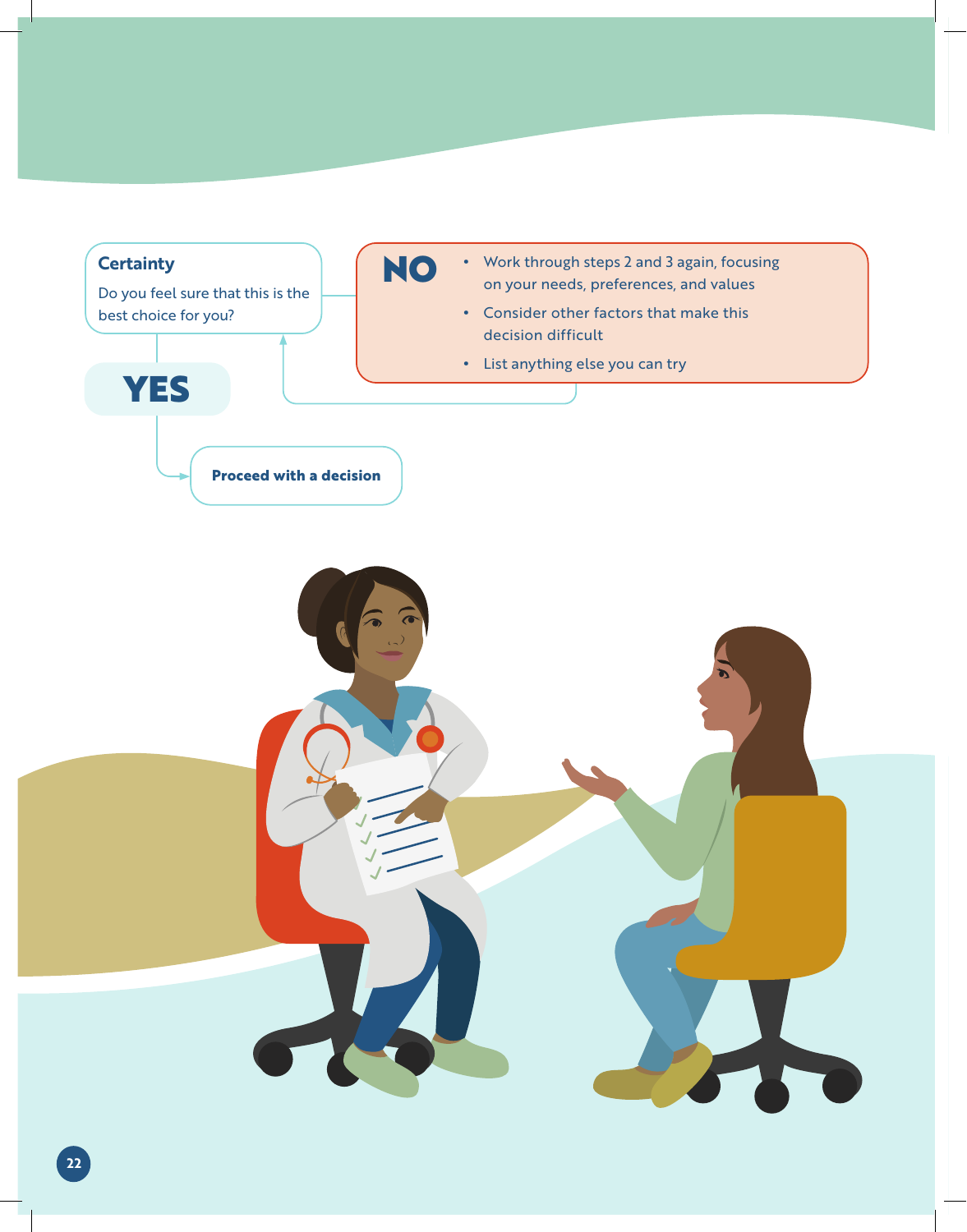**Certainty**

Do you feel sure that this is the best choice for you?

**NO**

- Work through steps 2 and 3 again, focusing on your needs, preferences, and values
- Consider other factors that make this decision difficult
- List anything else you can try

**YES**

**Proceed with a decision**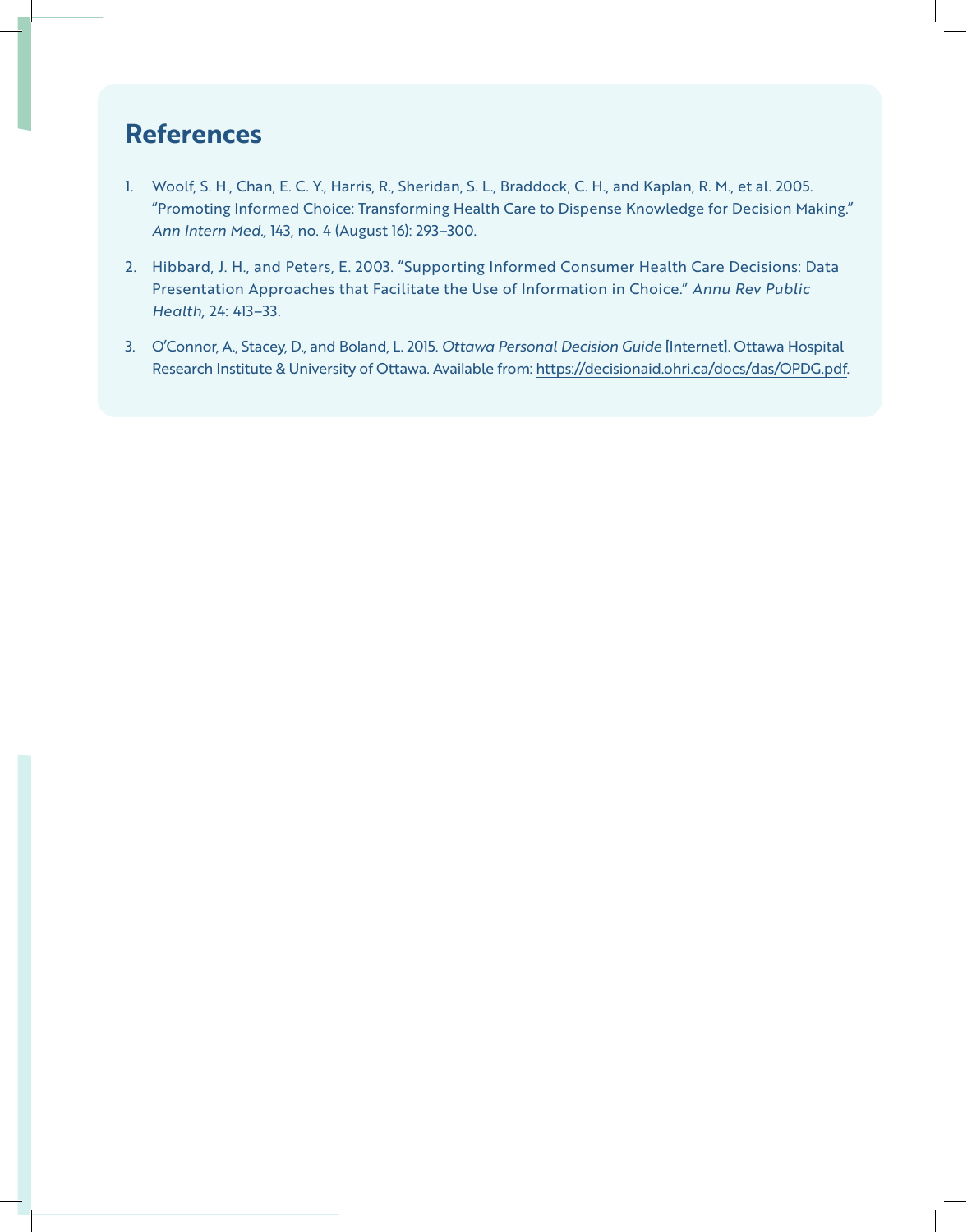## References

1. Woolf, S. H., Chan, E. C. Y., Harris, R., Sheridan, S. L., Braddock, C. H., and Kaplan, R. M., et al. 2005. "Promoting Informed Choice: Transforming Health Care to Dispense Knowledge for Decision Making." *Ann Intern Med.,* 143, no. 4 (August 16): 293–300.

2. Hibbard, J. H., and Peters, E. 2003. "Supporting Informed Consumer Health Care Decisions: Data Presentation Approaches that Facilitate the Use of Information in Choice." *Annu Rev Public Health,* 24: 413–33.

3. O'Connor, A., Stacey, D., and Boland, L. 2015. *Ottawa Personal Decision Guide* [Internet]. Ottawa Hospital Research Institute & University of Ottawa. Available from: https://decisionaid.ohri.ca/docs/das/OPDG.pdf.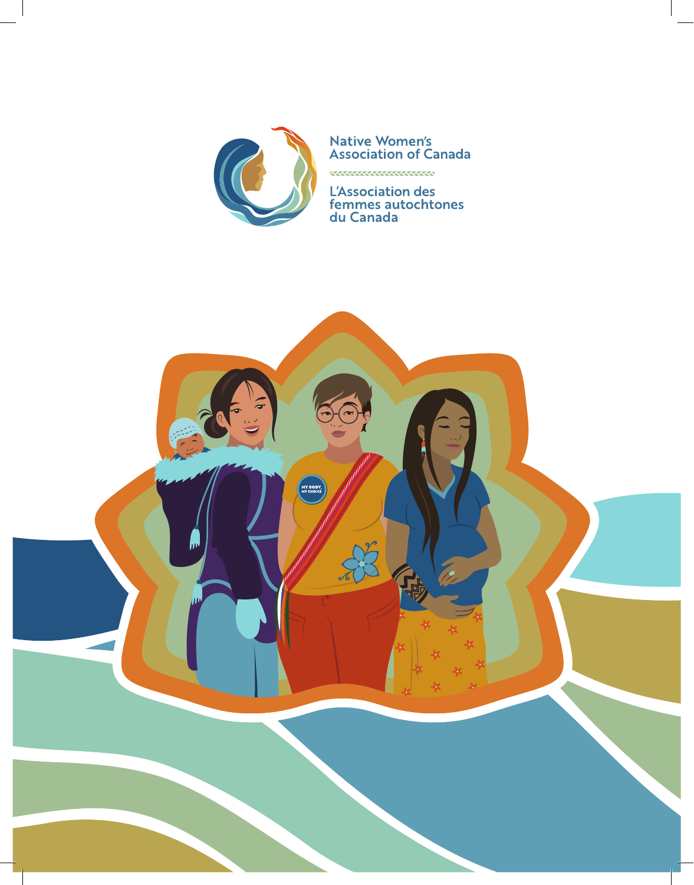Native Women's Association of Canada

L'Association des femmes autochtones du Canada